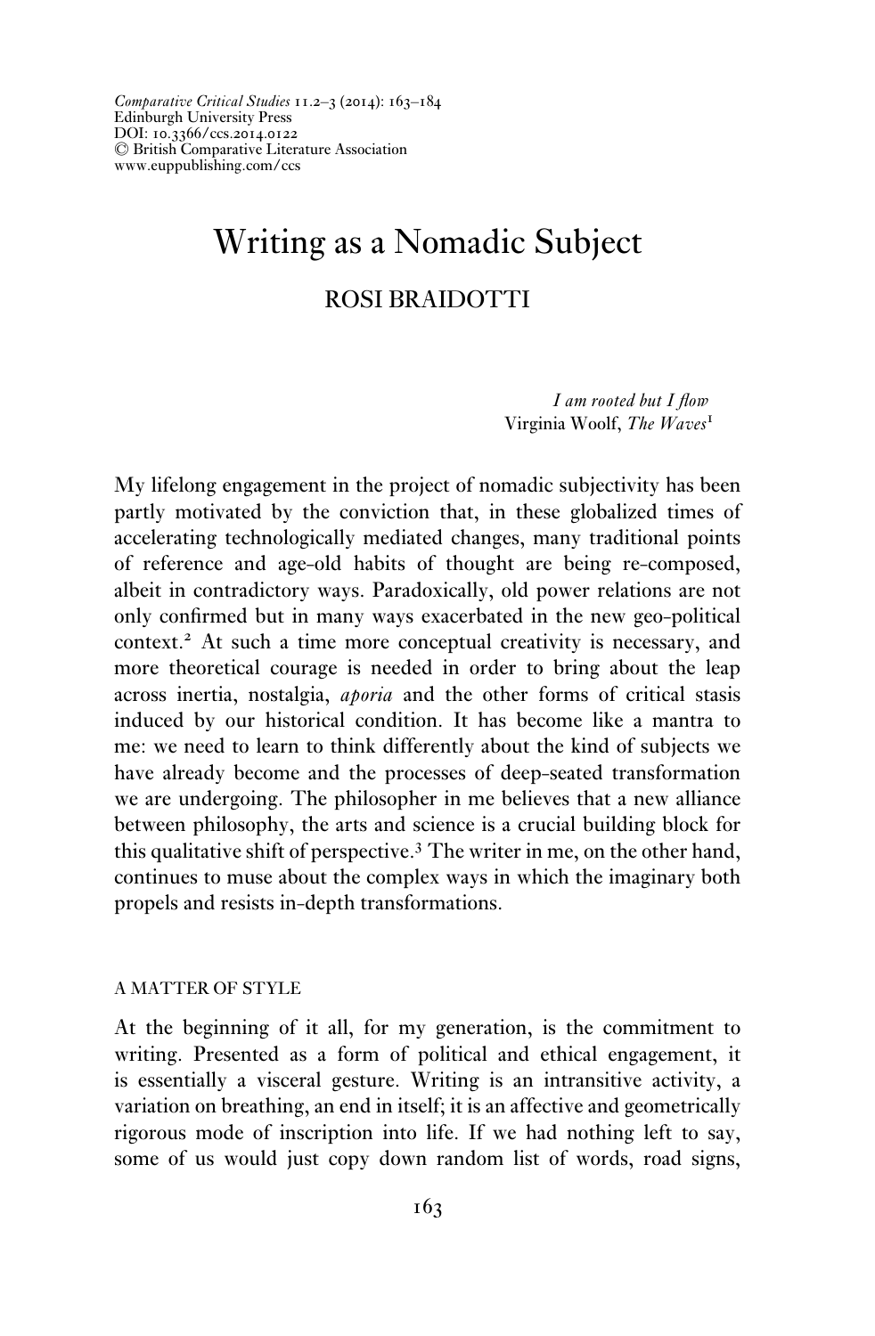# Writing as a Nomadic Subject

ROSI BRAIDOTTI

> *I am rooted but I flow*
> Virginia Woolf, *The Waves*[1]

My lifelong engagement in the project of nomadic subjectivity has been partly motivated by the conviction that, in these globalized times of accelerating technologically mediated changes, many traditional points of reference and age-old habits of thought are being re-composed, albeit in contradictory ways. Paradoxically, old power relations are not only confirmed but in many ways exacerbated in the new geo-political context.[2] At such a time more conceptual creativity is necessary, and more theoretical courage is needed in order to bring about the leap across inertia, nostalgia, *aporia* and the other forms of critical stasis induced by our historical condition. It has become like a mantra to me: we need to learn to think differently about the kind of subjects we have already become and the processes of deep-seated transformation we are undergoing. The philosopher in me believes that a new alliance between philosophy, the arts and science is a crucial building block for this qualitative shift of perspective.[3] The writer in me, on the other hand, continues to muse about the complex ways in which the imaginary both propels and resists in-depth transformations.

## A MATTER OF STYLE

At the beginning of it all, for my generation, is the commitment to writing. Presented as a form of political and ethical engagement, it is essentially a visceral gesture. Writing is an intransitive activity, a variation on breathing, an end in itself; it is an affective and geometrically rigorous mode of inscription into life. If we had nothing left to say, some of us would just copy down random list of words, road signs,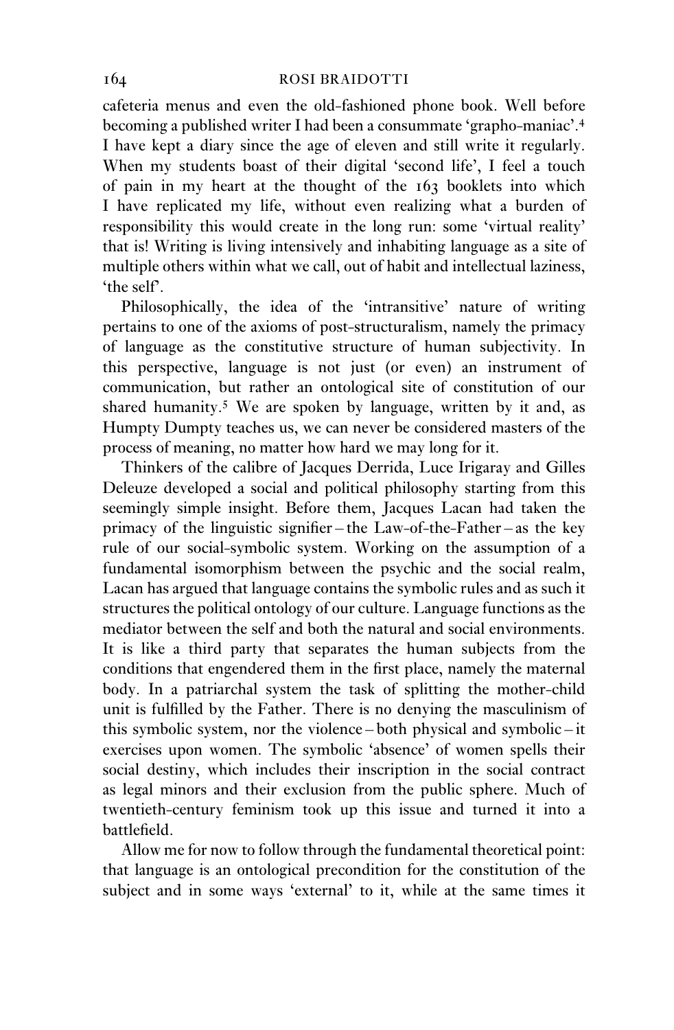cafeteria menus and even the old-fashioned phone book. Well before becoming a published writer I had been a consummate 'grapho-maniac'.[4] I have kept a diary since the age of eleven and still write it regularly. When my students boast of their digital 'second life', I feel a touch of pain in my heart at the thought of the 163 booklets into which I have replicated my life, without even realizing what a burden of responsibility this would create in the long run: some 'virtual reality' that is! Writing is living intensively and inhabiting language as a site of multiple others within what we call, out of habit and intellectual laziness, 'the self'.

Philosophically, the idea of the 'intransitive' nature of writing pertains to one of the axioms of post-structuralism, namely the primacy of language as the constitutive structure of human subjectivity. In this perspective, language is not just (or even) an instrument of communication, but rather an ontological site of constitution of our shared humanity.[5] We are spoken by language, written by it and, as Humpty Dumpty teaches us, we can never be considered masters of the process of meaning, no matter how hard we may long for it.

Thinkers of the calibre of Jacques Derrida, Luce Irigaray and Gilles Deleuze developed a social and political philosophy starting from this seemingly simple insight. Before them, Jacques Lacan had taken the primacy of the linguistic signifier – the Law-of-the-Father – as the key rule of our social-symbolic system. Working on the assumption of a fundamental isomorphism between the psychic and the social realm, Lacan has argued that language contains the symbolic rules and as such it structures the political ontology of our culture. Language functions as the mediator between the self and both the natural and social environments. It is like a third party that separates the human subjects from the conditions that engendered them in the first place, namely the maternal body. In a patriarchal system the task of splitting the mother-child unit is fulfilled by the Father. There is no denying the masculinism of this symbolic system, nor the violence – both physical and symbolic – it exercises upon women. The symbolic 'absence' of women spells their social destiny, which includes their inscription in the social contract as legal minors and their exclusion from the public sphere. Much of twentieth-century feminism took up this issue and turned it into a battlefield.

Allow me for now to follow through the fundamental theoretical point: that language is an ontological precondition for the constitution of the subject and in some ways 'external' to it, while at the same times it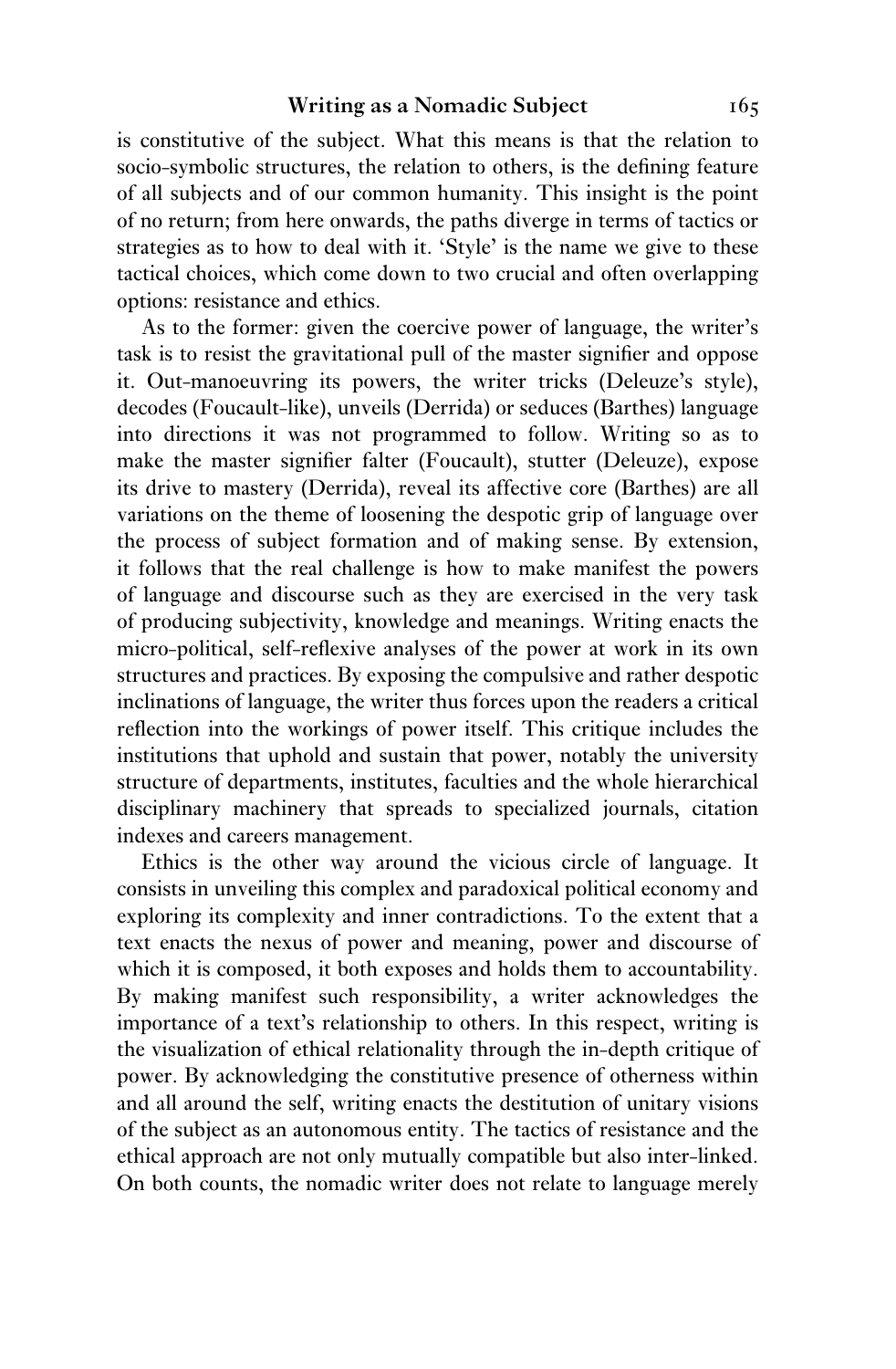is constitutive of the subject. What this means is that the relation to socio-symbolic structures, the relation to others, is the defining feature of all subjects and of our common humanity. This insight is the point of no return; from here onwards, the paths diverge in terms of tactics or strategies as to how to deal with it. 'Style' is the name we give to these tactical choices, which come down to two crucial and often overlapping options: resistance and ethics.

As to the former: given the coercive power of language, the writer's task is to resist the gravitational pull of the master signifier and oppose it. Out-manoeuvring its powers, the writer tricks (Deleuze's style), decodes (Foucault-like), unveils (Derrida) or seduces (Barthes) language into directions it was not programmed to follow. Writing so as to make the master signifier falter (Foucault), stutter (Deleuze), expose its drive to mastery (Derrida), reveal its affective core (Barthes) are all variations on the theme of loosening the despotic grip of language over the process of subject formation and of making sense. By extension, it follows that the real challenge is how to make manifest the powers of language and discourse such as they are exercised in the very task of producing subjectivity, knowledge and meanings. Writing enacts the micro-political, self-reflexive analyses of the power at work in its own structures and practices. By exposing the compulsive and rather despotic inclinations of language, the writer thus forces upon the readers a critical reflection into the workings of power itself. This critique includes the institutions that uphold and sustain that power, notably the university structure of departments, institutes, faculties and the whole hierarchical disciplinary machinery that spreads to specialized journals, citation indexes and careers management.

Ethics is the other way around the vicious circle of language. It consists in unveiling this complex and paradoxical political economy and exploring its complexity and inner contradictions. To the extent that a text enacts the nexus of power and meaning, power and discourse of which it is composed, it both exposes and holds them to accountability. By making manifest such responsibility, a writer acknowledges the importance of a text's relationship to others. In this respect, writing is the visualization of ethical relationality through the in-depth critique of power. By acknowledging the constitutive presence of otherness within and all around the self, writing enacts the destitution of unitary visions of the subject as an autonomous entity. The tactics of resistance and the ethical approach are not only mutually compatible but also inter-linked. On both counts, the nomadic writer does not relate to language merely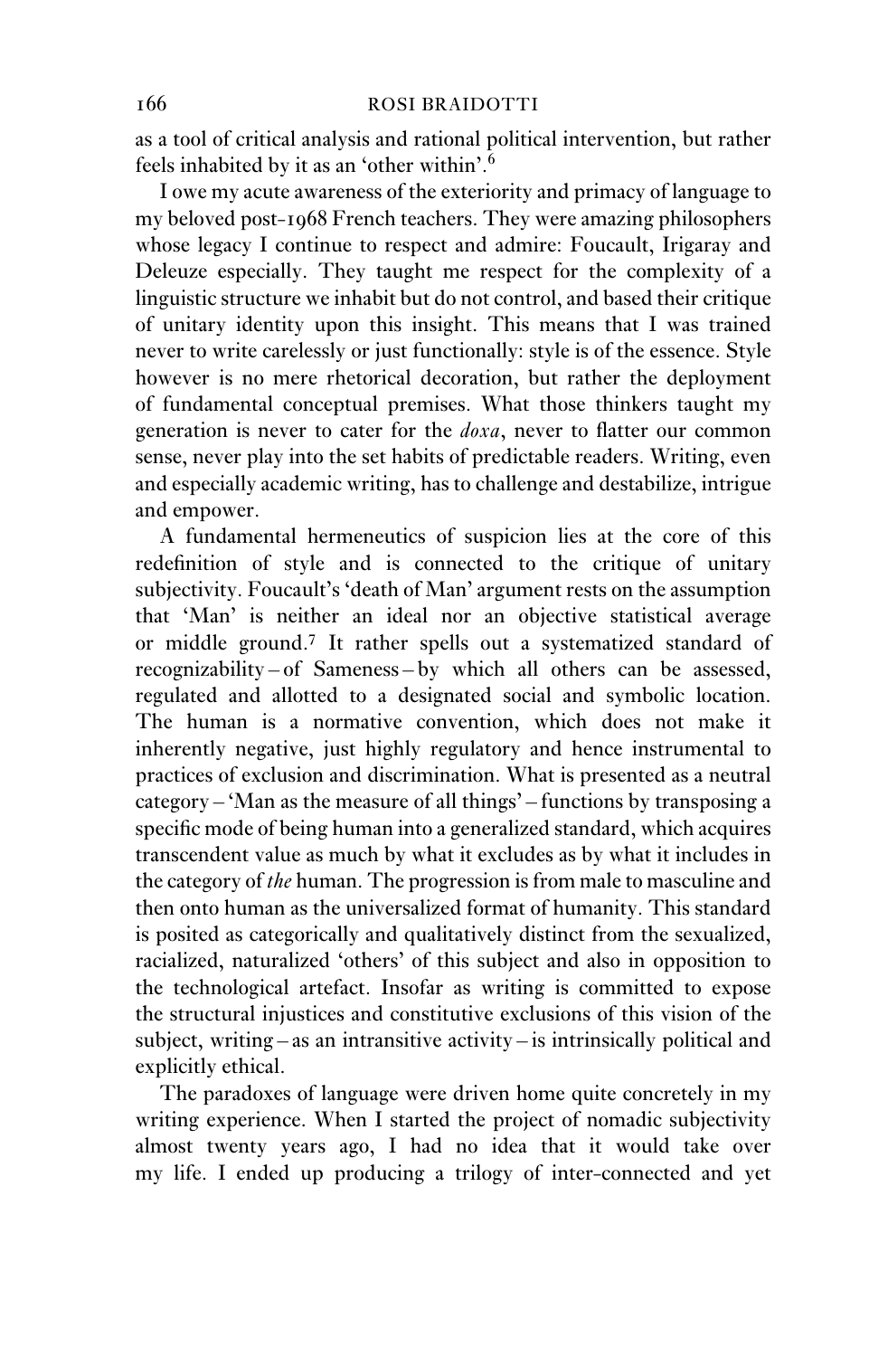as a tool of critical analysis and rational political intervention, but rather feels inhabited by it as an 'other within'.[6]

I owe my acute awareness of the exteriority and primacy of language to my beloved post-1968 French teachers. They were amazing philosophers whose legacy I continue to respect and admire: Foucault, Irigaray and Deleuze especially. They taught me respect for the complexity of a linguistic structure we inhabit but do not control, and based their critique of unitary identity upon this insight. This means that I was trained never to write carelessly or just functionally: style is of the essence. Style however is no mere rhetorical decoration, but rather the deployment of fundamental conceptual premises. What those thinkers taught my generation is never to cater for the *doxa*, never to flatter our common sense, never play into the set habits of predictable readers. Writing, even and especially academic writing, has to challenge and destabilize, intrigue and empower.

A fundamental hermeneutics of suspicion lies at the core of this redefinition of style and is connected to the critique of unitary subjectivity. Foucault's 'death of Man' argument rests on the assumption that 'Man' is neither an ideal nor an objective statistical average or middle ground.[7] It rather spells out a systematized standard of recognizability – of Sameness – by which all others can be assessed, regulated and allotted to a designated social and symbolic location. The human is a normative convention, which does not make it inherently negative, just highly regulatory and hence instrumental to practices of exclusion and discrimination. What is presented as a neutral category – 'Man as the measure of all things' – functions by transposing a specific mode of being human into a generalized standard, which acquires transcendent value as much by what it excludes as by what it includes in the category of *the* human. The progression is from male to masculine and then onto human as the universalized format of humanity. This standard is posited as categorically and qualitatively distinct from the sexualized, racialized, naturalized 'others' of this subject and also in opposition to the technological artefact. Insofar as writing is committed to expose the structural injustices and constitutive exclusions of this vision of the subject, writing – as an intransitive activity – is intrinsically political and explicitly ethical.

The paradoxes of language were driven home quite concretely in my writing experience. When I started the project of nomadic subjectivity almost twenty years ago, I had no idea that it would take over my life. I ended up producing a trilogy of inter-connected and yet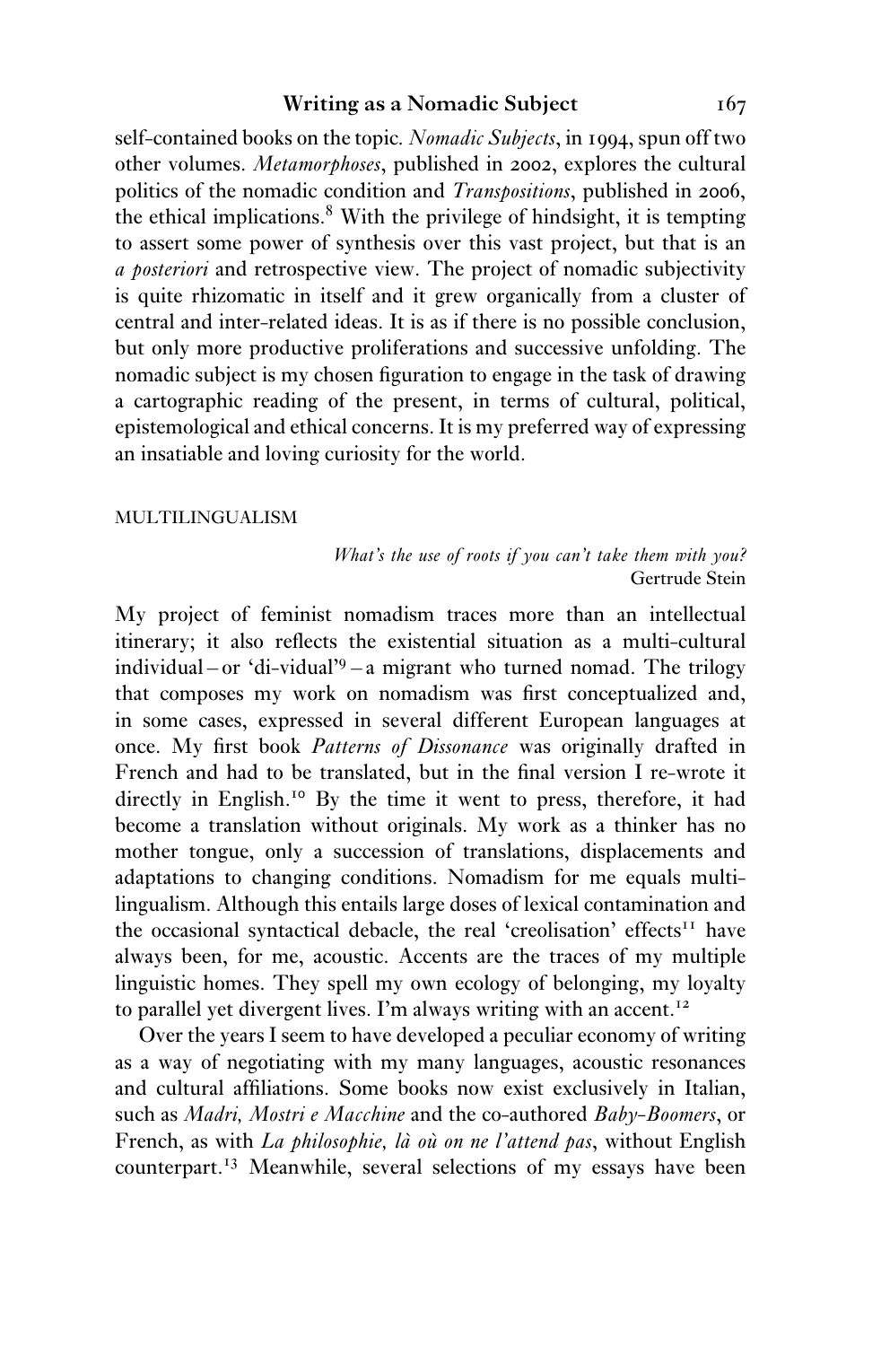self-contained books on the topic. *Nomadic Subjects*, in 1994, spun off two other volumes. *Metamorphoses*, published in 2002, explores the cultural politics of the nomadic condition and *Transpositions*, published in 2006, the ethical implications.[8] With the privilege of hindsight, it is tempting to assert some power of synthesis over this vast project, but that is an *a posteriori* and retrospective view. The project of nomadic subjectivity is quite rhizomatic in itself and it grew organically from a cluster of central and inter-related ideas. It is as if there is no possible conclusion, but only more productive proliferations and successive unfolding. The nomadic subject is my chosen figuration to engage in the task of drawing a cartographic reading of the present, in terms of cultural, political, epistemological and ethical concerns. It is my preferred way of expressing an insatiable and loving curiosity for the world.

## MULTILINGUALISM

> *What's the use of roots if you can't take them with you?*
> Gertrude Stein

My project of feminist nomadism traces more than an intellectual itinerary; it also reflects the existential situation as a multi-cultural individual – or 'di-vidual'[9] – a migrant who turned nomad. The trilogy that composes my work on nomadism was first conceptualized and, in some cases, expressed in several different European languages at once. My first book *Patterns of Dissonance* was originally drafted in French and had to be translated, but in the final version I re-wrote it directly in English.[10] By the time it went to press, therefore, it had become a translation without originals. My work as a thinker has no mother tongue, only a succession of translations, displacements and adaptations to changing conditions. Nomadism for me equals multilingualism. Although this entails large doses of lexical contamination and the occasional syntactical debacle, the real 'creolisation' effects[11] have always been, for me, acoustic. Accents are the traces of my multiple linguistic homes. They spell my own ecology of belonging, my loyalty to parallel yet divergent lives. I'm always writing with an accent.[12]

Over the years I seem to have developed a peculiar economy of writing as a way of negotiating with my many languages, acoustic resonances and cultural affiliations. Some books now exist exclusively in Italian, such as *Madri, Mostri e Macchine* and the co-authored *Baby-Boomers*, or French, as with *La philosophie, là où on ne l'attend pas*, without English counterpart.[13] Meanwhile, several selections of my essays have been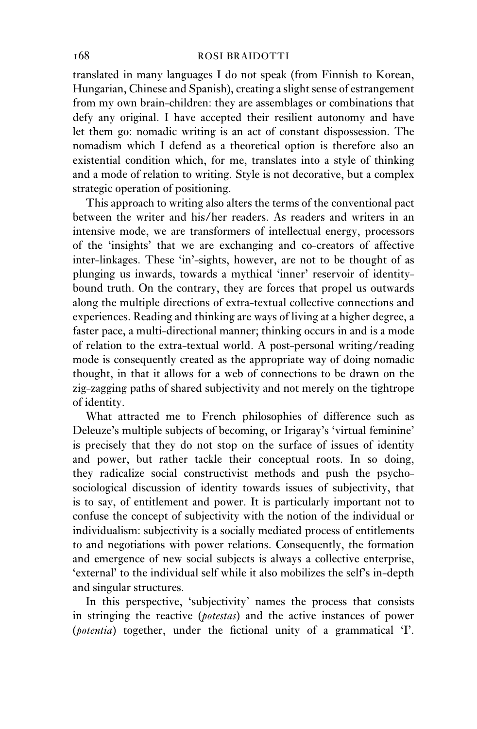translated in many languages I do not speak (from Finnish to Korean, Hungarian, Chinese and Spanish), creating a slight sense of estrangement from my own brain-children: they are assemblages or combinations that defy any original. I have accepted their resilient autonomy and have let them go: nomadic writing is an act of constant dispossession. The nomadism which I defend as a theoretical option is therefore also an existential condition which, for me, translates into a style of thinking and a mode of relation to writing. Style is not decorative, but a complex strategic operation of positioning.

This approach to writing also alters the terms of the conventional pact between the writer and his/her readers. As readers and writers in an intensive mode, we are transformers of intellectual energy, processors of the 'insights' that we are exchanging and co-creators of affective inter-linkages. These 'in'-sights, however, are not to be thought of as plunging us inwards, towards a mythical 'inner' reservoir of identity-bound truth. On the contrary, they are forces that propel us outwards along the multiple directions of extra-textual collective connections and experiences. Reading and thinking are ways of living at a higher degree, a faster pace, a multi-directional manner; thinking occurs in and is a mode of relation to the extra-textual world. A post-personal writing/reading mode is consequently created as the appropriate way of doing nomadic thought, in that it allows for a web of connections to be drawn on the zig-zagging paths of shared subjectivity and not merely on the tightrope of identity.

What attracted me to French philosophies of difference such as Deleuze's multiple subjects of becoming, or Irigaray's 'virtual feminine' is precisely that they do not stop on the surface of issues of identity and power, but rather tackle their conceptual roots. In so doing, they radicalize social constructivist methods and push the psycho-sociological discussion of identity towards issues of subjectivity, that is to say, of entitlement and power. It is particularly important not to confuse the concept of subjectivity with the notion of the individual or individualism: subjectivity is a socially mediated process of entitlements to and negotiations with power relations. Consequently, the formation and emergence of new social subjects is always a collective enterprise, 'external' to the individual self while it also mobilizes the self's in-depth and singular structures.

In this perspective, 'subjectivity' names the process that consists in stringing the reactive (*potestas*) and the active instances of power (*potentia*) together, under the fictional unity of a grammatical 'I'.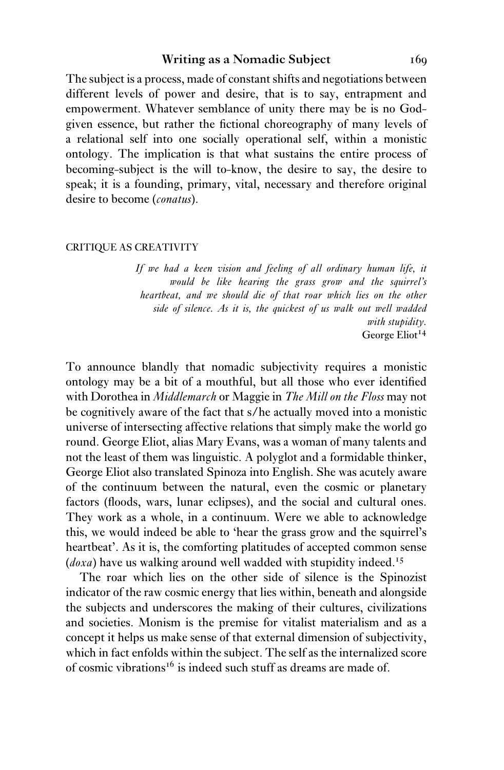The subject is a process, made of constant shifts and negotiations between different levels of power and desire, that is to say, entrapment and empowerment. Whatever semblance of unity there may be is no God-given essence, but rather the fictional choreography of many levels of a relational self into one socially operational self, within a monistic ontology. The implication is that what sustains the entire process of becoming-subject is the will to-know, the desire to say, the desire to speak; it is a founding, primary, vital, necessary and therefore original desire to become (*conatus*).

## CRITIQUE AS CREATIVITY

> *If we had a keen vision and feeling of all ordinary human life, it would be like hearing the grass grow and the squirrel's heartbeat, and we should die of that roar which lies on the other side of silence. As it is, the quickest of us walk out well wadded with stupidity.*
>
> George Eliot[14]

To announce blandly that nomadic subjectivity requires a monistic ontology may be a bit of a mouthful, but all those who ever identified with Dorothea in *Middlemarch* or Maggie in *The Mill on the Floss* may not be cognitively aware of the fact that s/he actually moved into a monistic universe of intersecting affective relations that simply make the world go round. George Eliot, alias Mary Evans, was a woman of many talents and not the least of them was linguistic. A polyglot and a formidable thinker, George Eliot also translated Spinoza into English. She was acutely aware of the continuum between the natural, even the cosmic or planetary factors (floods, wars, lunar eclipses), and the social and cultural ones. They work as a whole, in a continuum. Were we able to acknowledge this, we would indeed be able to 'hear the grass grow and the squirrel's heartbeat'. As it is, the comforting platitudes of accepted common sense (*doxa*) have us walking around well wadded with stupidity indeed.[15]

The roar which lies on the other side of silence is the Spinozist indicator of the raw cosmic energy that lies within, beneath and alongside the subjects and underscores the making of their cultures, civilizations and societies. Monism is the premise for vitalist materialism and as a concept it helps us make sense of that external dimension of subjectivity, which in fact enfolds within the subject. The self as the internalized score of cosmic vibrations[16] is indeed such stuff as dreams are made of.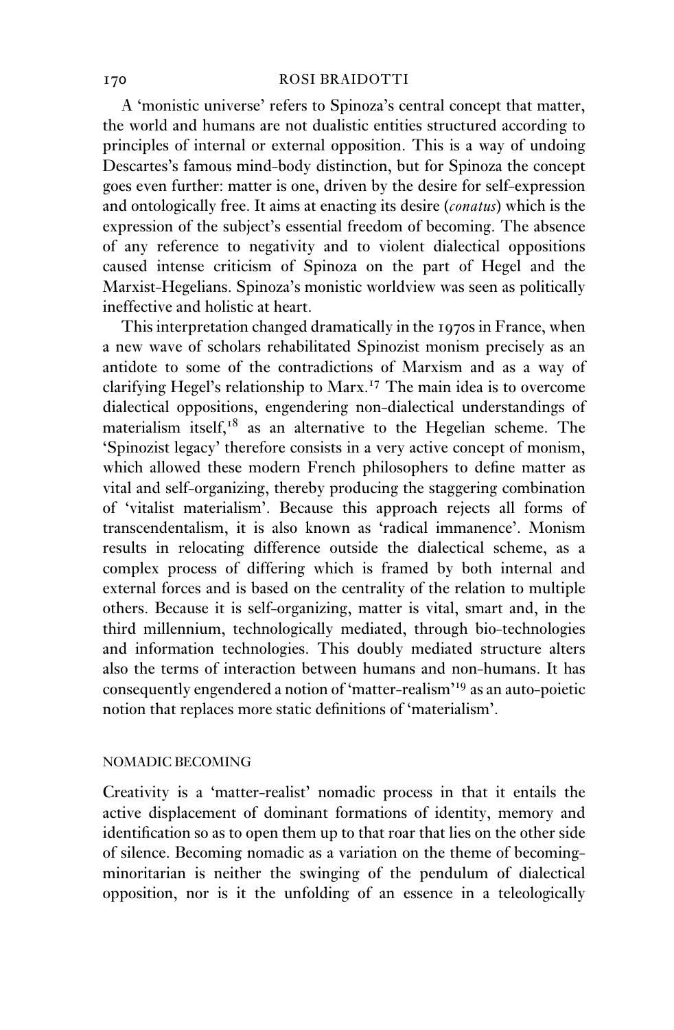A 'monistic universe' refers to Spinoza's central concept that matter, the world and humans are not dualistic entities structured according to principles of internal or external opposition. This is a way of undoing Descartes's famous mind-body distinction, but for Spinoza the concept goes even further: matter is one, driven by the desire for self-expression and ontologically free. It aims at enacting its desire (*conatus*) which is the expression of the subject's essential freedom of becoming. The absence of any reference to negativity and to violent dialectical oppositions caused intense criticism of Spinoza on the part of Hegel and the Marxist-Hegelians. Spinoza's monistic worldview was seen as politically ineffective and holistic at heart.

This interpretation changed dramatically in the 1970s in France, when a new wave of scholars rehabilitated Spinozist monism precisely as an antidote to some of the contradictions of Marxism and as a way of clarifying Hegel's relationship to Marx.[17] The main idea is to overcome dialectical oppositions, engendering non-dialectical understandings of materialism itself,[18] as an alternative to the Hegelian scheme. The 'Spinozist legacy' therefore consists in a very active concept of monism, which allowed these modern French philosophers to define matter as vital and self-organizing, thereby producing the staggering combination of 'vitalist materialism'. Because this approach rejects all forms of transcendentalism, it is also known as 'radical immanence'. Monism results in relocating difference outside the dialectical scheme, as a complex process of differing which is framed by both internal and external forces and is based on the centrality of the relation to multiple others. Because it is self-organizing, matter is vital, smart and, in the third millennium, technologically mediated, through bio-technologies and information technologies. This doubly mediated structure alters also the terms of interaction between humans and non-humans. It has consequently engendered a notion of 'matter-realism'[19] as an auto-poietic notion that replaces more static definitions of 'materialism'.

## NOMADIC BECOMING

Creativity is a 'matter-realist' nomadic process in that it entails the active displacement of dominant formations of identity, memory and identification so as to open them up to that roar that lies on the other side of silence. Becoming nomadic as a variation on the theme of becoming-minoritarian is neither the swinging of the pendulum of dialectical opposition, nor is it the unfolding of an essence in a teleologically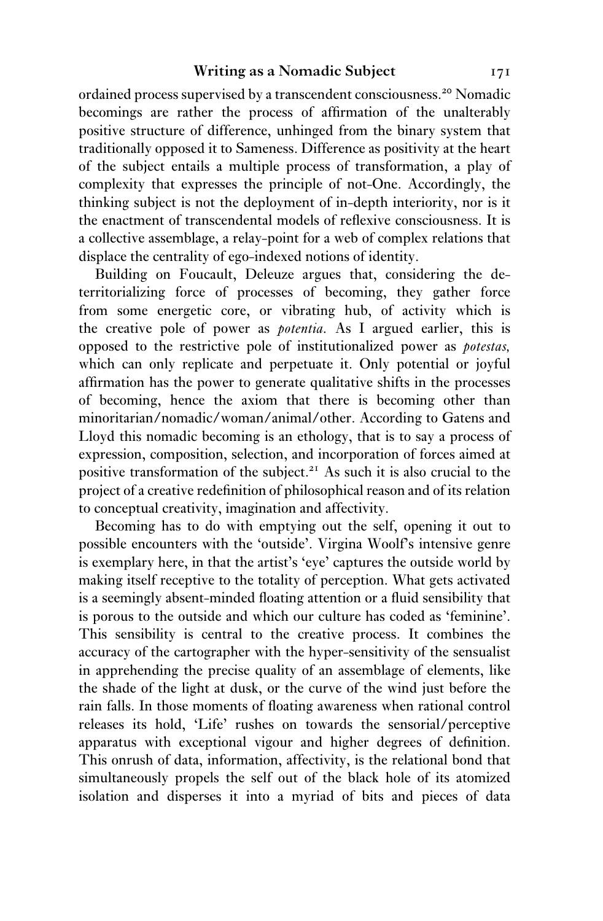ordained process supervised by a transcendent consciousness.[20] Nomadic becomings are rather the process of affirmation of the unalterably positive structure of difference, unhinged from the binary system that traditionally opposed it to Sameness. Difference as positivity at the heart of the subject entails a multiple process of transformation, a play of complexity that expresses the principle of not-One. Accordingly, the thinking subject is not the deployment of in-depth interiority, nor is it the enactment of transcendental models of reflexive consciousness. It is a collective assemblage, a relay-point for a web of complex relations that displace the centrality of ego-indexed notions of identity.

Building on Foucault, Deleuze argues that, considering the deterritorializing force of processes of becoming, they gather force from some energetic core, or vibrating hub, of activity which is the creative pole of power as *potentia*. As I argued earlier, this is opposed to the restrictive pole of institutionalized power as *potestas*, which can only replicate and perpetuate it. Only potential or joyful affirmation has the power to generate qualitative shifts in the processes of becoming, hence the axiom that there is becoming other than minoritarian/nomadic/woman/animal/other. According to Gatens and Lloyd this nomadic becoming is an ethology, that is to say a process of expression, composition, selection, and incorporation of forces aimed at positive transformation of the subject.[21] As such it is also crucial to the project of a creative redefinition of philosophical reason and of its relation to conceptual creativity, imagination and affectivity.

Becoming has to do with emptying out the self, opening it out to possible encounters with the 'outside'. Virgina Woolf's intensive genre is exemplary here, in that the artist's 'eye' captures the outside world by making itself receptive to the totality of perception. What gets activated is a seemingly absent-minded floating attention or a fluid sensibility that is porous to the outside and which our culture has coded as 'feminine'. This sensibility is central to the creative process. It combines the accuracy of the cartographer with the hyper-sensitivity of the sensualist in apprehending the precise quality of an assemblage of elements, like the shade of the light at dusk, or the curve of the wind just before the rain falls. In those moments of floating awareness when rational control releases its hold, 'Life' rushes on towards the sensorial/perceptive apparatus with exceptional vigour and higher degrees of definition. This onrush of data, information, affectivity, is the relational bond that simultaneously propels the self out of the black hole of its atomized isolation and disperses it into a myriad of bits and pieces of data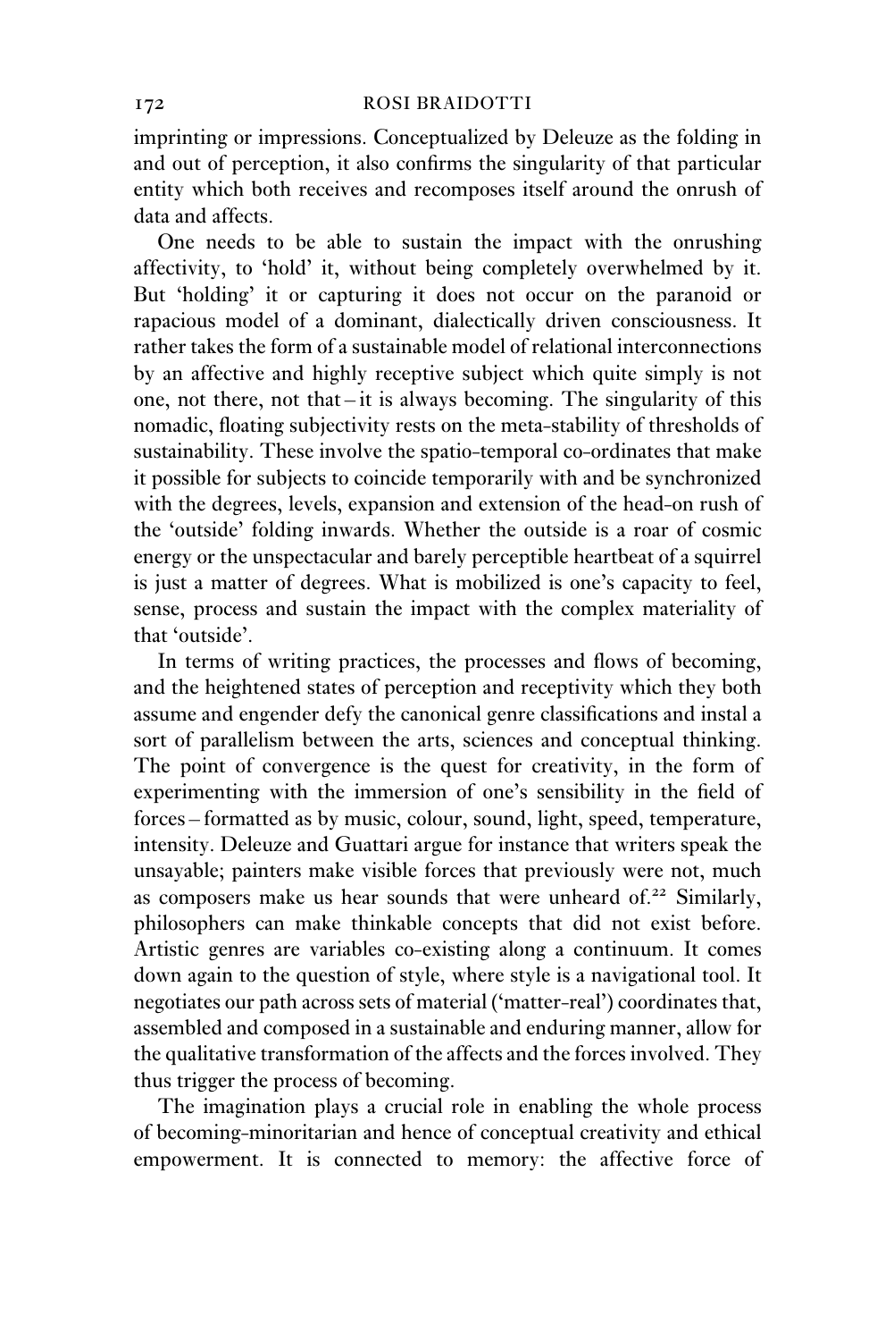imprinting or impressions. Conceptualized by Deleuze as the folding in and out of perception, it also confirms the singularity of that particular entity which both receives and recomposes itself around the onrush of data and affects.

One needs to be able to sustain the impact with the onrushing affectivity, to 'hold' it, without being completely overwhelmed by it. But 'holding' it or capturing it does not occur on the paranoid or rapacious model of a dominant, dialectically driven consciousness. It rather takes the form of a sustainable model of relational interconnections by an affective and highly receptive subject which quite simply is not one, not there, not that – it is always becoming. The singularity of this nomadic, floating subjectivity rests on the meta-stability of thresholds of sustainability. These involve the spatio-temporal co-ordinates that make it possible for subjects to coincide temporarily with and be synchronized with the degrees, levels, expansion and extension of the head-on rush of the 'outside' folding inwards. Whether the outside is a roar of cosmic energy or the unspectacular and barely perceptible heartbeat of a squirrel is just a matter of degrees. What is mobilized is one's capacity to feel, sense, process and sustain the impact with the complex materiality of that 'outside'.

In terms of writing practices, the processes and flows of becoming, and the heightened states of perception and receptivity which they both assume and engender defy the canonical genre classifications and instal a sort of parallelism between the arts, sciences and conceptual thinking. The point of convergence is the quest for creativity, in the form of experimenting with the immersion of one's sensibility in the field of forces – formatted as by music, colour, sound, light, speed, temperature, intensity. Deleuze and Guattari argue for instance that writers speak the unsayable; painters make visible forces that previously were not, much as composers make us hear sounds that were unheard of.[22] Similarly, philosophers can make thinkable concepts that did not exist before. Artistic genres are variables co-existing along a continuum. It comes down again to the question of style, where style is a navigational tool. It negotiates our path across sets of material ('matter-real') coordinates that, assembled and composed in a sustainable and enduring manner, allow for the qualitative transformation of the affects and the forces involved. They thus trigger the process of becoming.

The imagination plays a crucial role in enabling the whole process of becoming-minoritarian and hence of conceptual creativity and ethical empowerment. It is connected to memory: the affective force of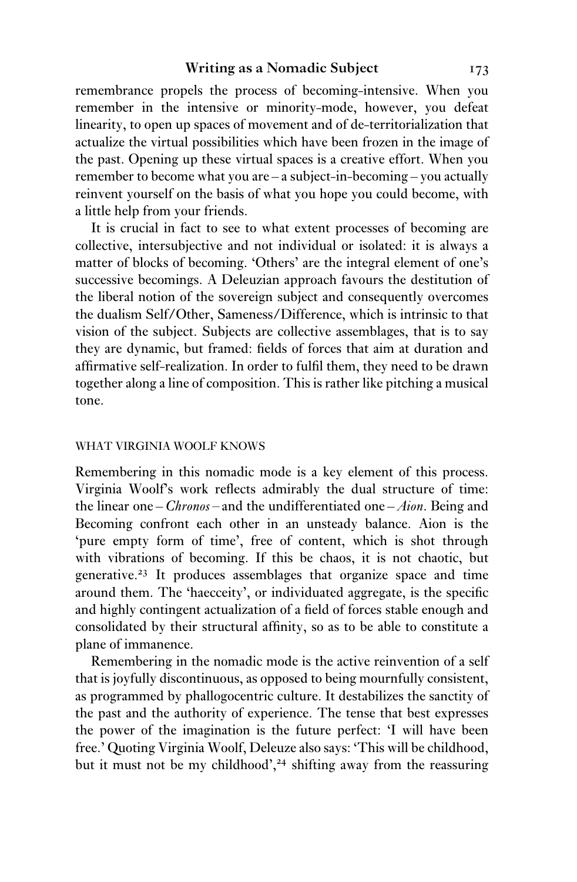remembrance propels the process of becoming-intensive. When you remember in the intensive or minority-mode, however, you defeat linearity, to open up spaces of movement and of de-territorialization that actualize the virtual possibilities which have been frozen in the image of the past. Opening up these virtual spaces is a creative effort. When you remember to become what you are – a subject-in-becoming – you actually reinvent yourself on the basis of what you hope you could become, with a little help from your friends.

It is crucial in fact to see to what extent processes of becoming are collective, intersubjective and not individual or isolated: it is always a matter of blocks of becoming. 'Others' are the integral element of one's successive becomings. A Deleuzian approach favours the destitution of the liberal notion of the sovereign subject and consequently overcomes the dualism Self/Other, Sameness/Difference, which is intrinsic to that vision of the subject. Subjects are collective assemblages, that is to say they are dynamic, but framed: fields of forces that aim at duration and affirmative self-realization. In order to fulfil them, they need to be drawn together along a line of composition. This is rather like pitching a musical tone.

## WHAT VIRGINIA WOOLF KNOWS

Remembering in this nomadic mode is a key element of this process. Virginia Woolf's work reflects admirably the dual structure of time: the linear one – *Chronos* – and the undifferentiated one – *Aion*. Being and Becoming confront each other in an unsteady balance. Aion is the 'pure empty form of time', free of content, which is shot through with vibrations of becoming. If this be chaos, it is not chaotic, but generative.[23] It produces assemblages that organize space and time around them. The 'haecceity', or individuated aggregate, is the specific and highly contingent actualization of a field of forces stable enough and consolidated by their structural affinity, so as to be able to constitute a plane of immanence.

Remembering in the nomadic mode is the active reinvention of a self that is joyfully discontinuous, as opposed to being mournfully consistent, as programmed by phallogocentric culture. It destabilizes the sanctity of the past and the authority of experience. The tense that best expresses the power of the imagination is the future perfect: 'I will have been free.' Quoting Virginia Woolf, Deleuze also says: 'This will be childhood, but it must not be my childhood',[24] shifting away from the reassuring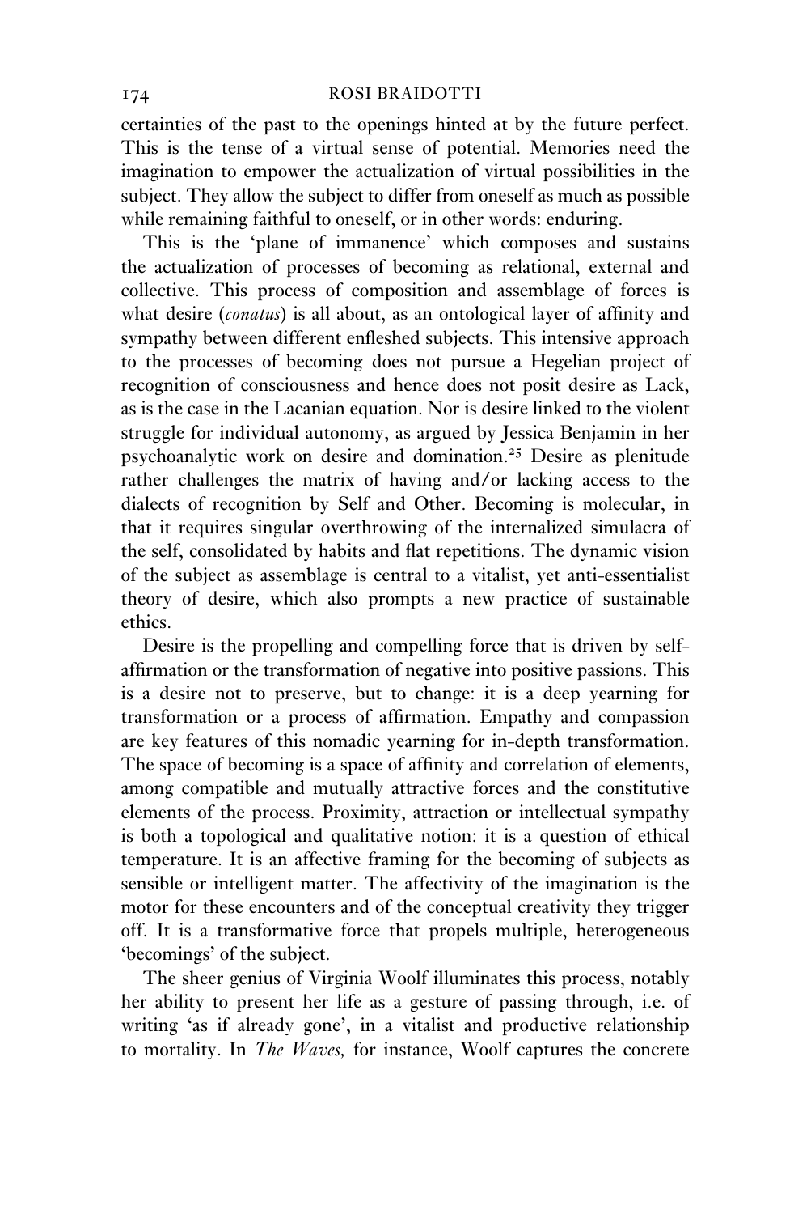certainties of the past to the openings hinted at by the future perfect. This is the tense of a virtual sense of potential. Memories need the imagination to empower the actualization of virtual possibilities in the subject. They allow the subject to differ from oneself as much as possible while remaining faithful to oneself, or in other words: enduring.

This is the 'plane of immanence' which composes and sustains the actualization of processes of becoming as relational, external and collective. This process of composition and assemblage of forces is what desire (*conatus*) is all about, as an ontological layer of affinity and sympathy between different enfleshed subjects. This intensive approach to the processes of becoming does not pursue a Hegelian project of recognition of consciousness and hence does not posit desire as Lack, as is the case in the Lacanian equation. Nor is desire linked to the violent struggle for individual autonomy, as argued by Jessica Benjamin in her psychoanalytic work on desire and domination.[25] Desire as plenitude rather challenges the matrix of having and/or lacking access to the dialects of recognition by Self and Other. Becoming is molecular, in that it requires singular overthrowing of the internalized simulacra of the self, consolidated by habits and flat repetitions. The dynamic vision of the subject as assemblage is central to a vitalist, yet anti-essentialist theory of desire, which also prompts a new practice of sustainable ethics.

Desire is the propelling and compelling force that is driven by self-affirmation or the transformation of negative into positive passions. This is a desire not to preserve, but to change: it is a deep yearning for transformation or a process of affirmation. Empathy and compassion are key features of this nomadic yearning for in-depth transformation. The space of becoming is a space of affinity and correlation of elements, among compatible and mutually attractive forces and the constitutive elements of the process. Proximity, attraction or intellectual sympathy is both a topological and qualitative notion: it is a question of ethical temperature. It is an affective framing for the becoming of subjects as sensible or intelligent matter. The affectivity of the imagination is the motor for these encounters and of the conceptual creativity they trigger off. It is a transformative force that propels multiple, heterogeneous 'becomings' of the subject.

The sheer genius of Virginia Woolf illuminates this process, notably her ability to present her life as a gesture of passing through, i.e. of writing 'as if already gone', in a vitalist and productive relationship to mortality. In *The Waves,* for instance, Woolf captures the concrete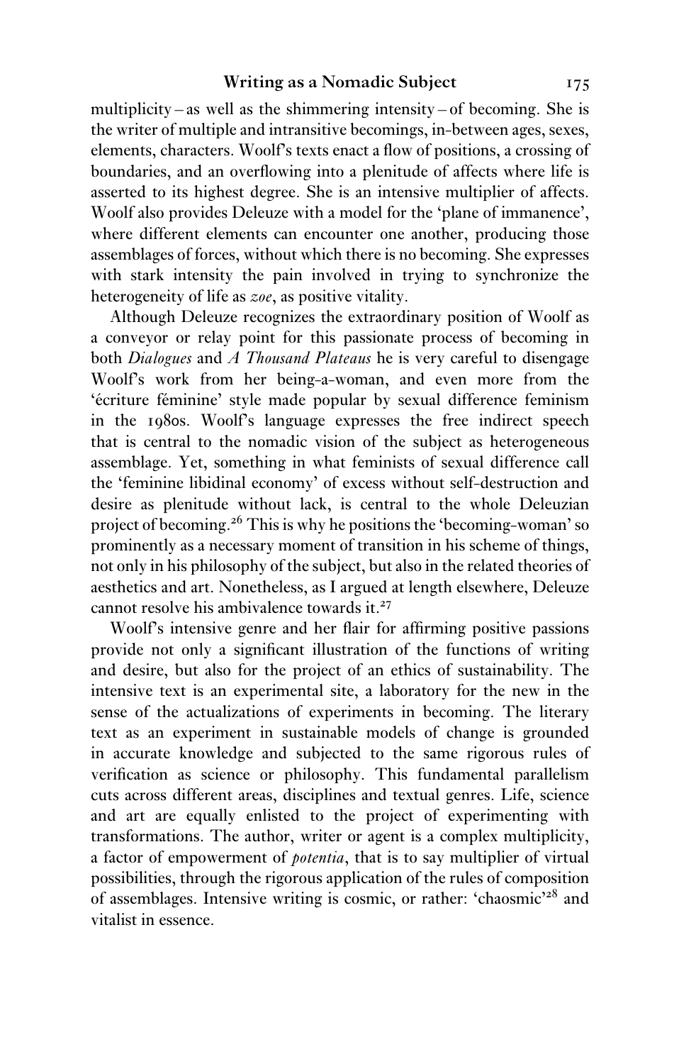multiplicity – as well as the shimmering intensity – of becoming. She is the writer of multiple and intransitive becomings, in-between ages, sexes, elements, characters. Woolf's texts enact a flow of positions, a crossing of boundaries, and an overflowing into a plenitude of affects where life is asserted to its highest degree. She is an intensive multiplier of affects. Woolf also provides Deleuze with a model for the 'plane of immanence', where different elements can encounter one another, producing those assemblages of forces, without which there is no becoming. She expresses with stark intensity the pain involved in trying to synchronize the heterogeneity of life as *zoe*, as positive vitality.

Although Deleuze recognizes the extraordinary position of Woolf as a conveyor or relay point for this passionate process of becoming in both *Dialogues* and *A Thousand Plateaus* he is very careful to disengage Woolf's work from her being-a-woman, and even more from the 'écriture féminine' style made popular by sexual difference feminism in the 1980s. Woolf's language expresses the free indirect speech that is central to the nomadic vision of the subject as heterogeneous assemblage. Yet, something in what feminists of sexual difference call the 'feminine libidinal economy' of excess without self-destruction and desire as plenitude without lack, is central to the whole Deleuzian project of becoming.[26] This is why he positions the 'becoming-woman' so prominently as a necessary moment of transition in his scheme of things, not only in his philosophy of the subject, but also in the related theories of aesthetics and art. Nonetheless, as I argued at length elsewhere, Deleuze cannot resolve his ambivalence towards it.[27]

Woolf's intensive genre and her flair for affirming positive passions provide not only a significant illustration of the functions of writing and desire, but also for the project of an ethics of sustainability. The intensive text is an experimental site, a laboratory for the new in the sense of the actualizations of experiments in becoming. The literary text as an experiment in sustainable models of change is grounded in accurate knowledge and subjected to the same rigorous rules of verification as science or philosophy. This fundamental parallelism cuts across different areas, disciplines and textual genres. Life, science and art are equally enlisted to the project of experimenting with transformations. The author, writer or agent is a complex multiplicity, a factor of empowerment of *potentia*, that is to say multiplier of virtual possibilities, through the rigorous application of the rules of composition of assemblages. Intensive writing is cosmic, or rather: 'chaosmic'[28] and vitalist in essence.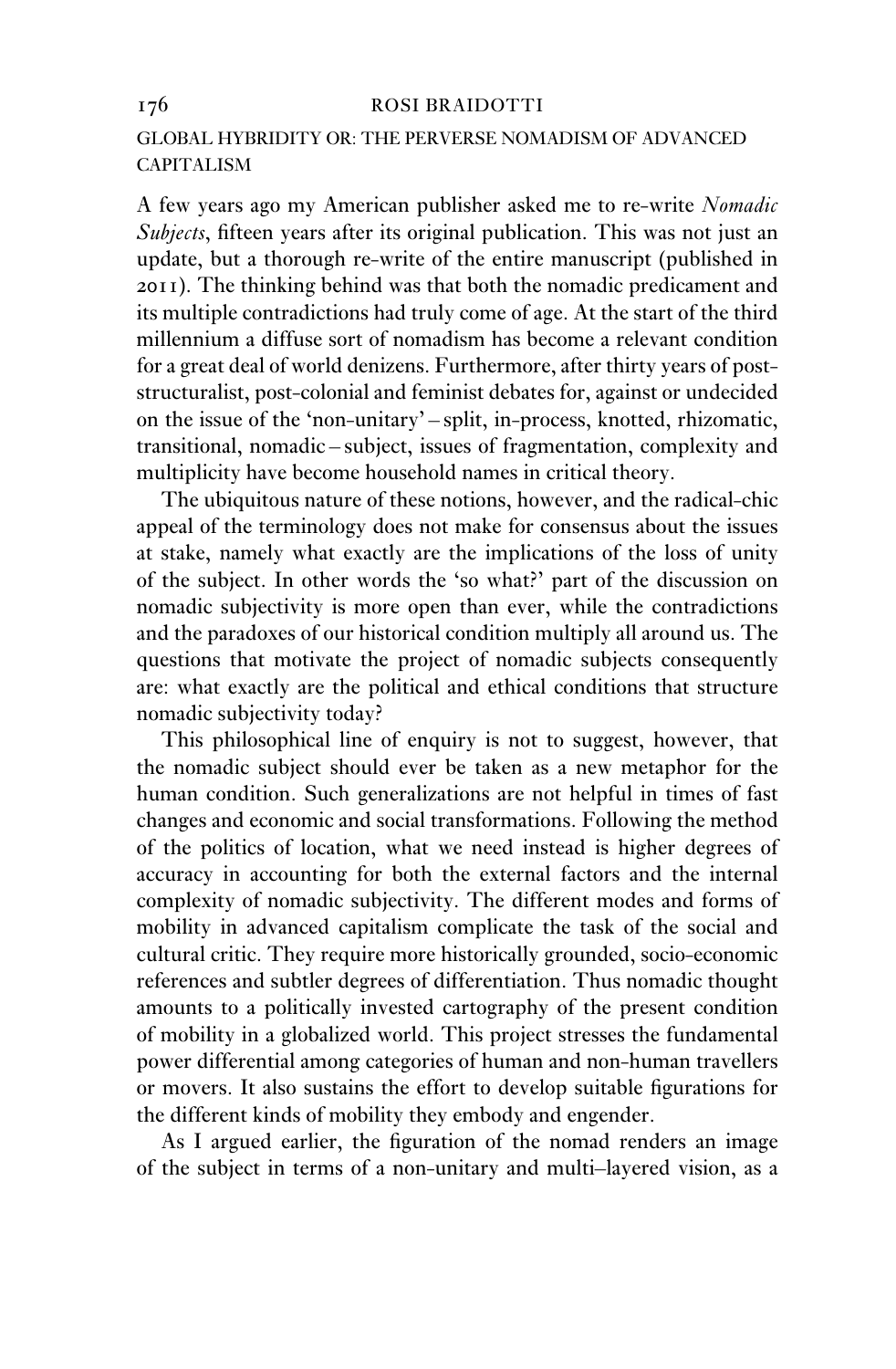## GLOBAL HYBRIDITY OR: THE PERVERSE NOMADISM OF ADVANCED CAPITALISM

A few years ago my American publisher asked me to re-write *Nomadic Subjects*, fifteen years after its original publication. This was not just an update, but a thorough re-write of the entire manuscript (published in 2011). The thinking behind was that both the nomadic predicament and its multiple contradictions had truly come of age. At the start of the third millennium a diffuse sort of nomadism has become a relevant condition for a great deal of world denizens. Furthermore, after thirty years of post-structuralist, post-colonial and feminist debates for, against or undecided on the issue of the 'non-unitary' – split, in-process, knotted, rhizomatic, transitional, nomadic – subject, issues of fragmentation, complexity and multiplicity have become household names in critical theory.

The ubiquitous nature of these notions, however, and the radical-chic appeal of the terminology does not make for consensus about the issues at stake, namely what exactly are the implications of the loss of unity of the subject. In other words the 'so what?' part of the discussion on nomadic subjectivity is more open than ever, while the contradictions and the paradoxes of our historical condition multiply all around us. The questions that motivate the project of nomadic subjects consequently are: what exactly are the political and ethical conditions that structure nomadic subjectivity today?

This philosophical line of enquiry is not to suggest, however, that the nomadic subject should ever be taken as a new metaphor for the human condition. Such generalizations are not helpful in times of fast changes and economic and social transformations. Following the method of the politics of location, what we need instead is higher degrees of accuracy in accounting for both the external factors and the internal complexity of nomadic subjectivity. The different modes and forms of mobility in advanced capitalism complicate the task of the social and cultural critic. They require more historically grounded, socio-economic references and subtler degrees of differentiation. Thus nomadic thought amounts to a politically invested cartography of the present condition of mobility in a globalized world. This project stresses the fundamental power differential among categories of human and non-human travellers or movers. It also sustains the effort to develop suitable figurations for the different kinds of mobility they embody and engender.

As I argued earlier, the figuration of the nomad renders an image of the subject in terms of a non-unitary and multi–layered vision, as a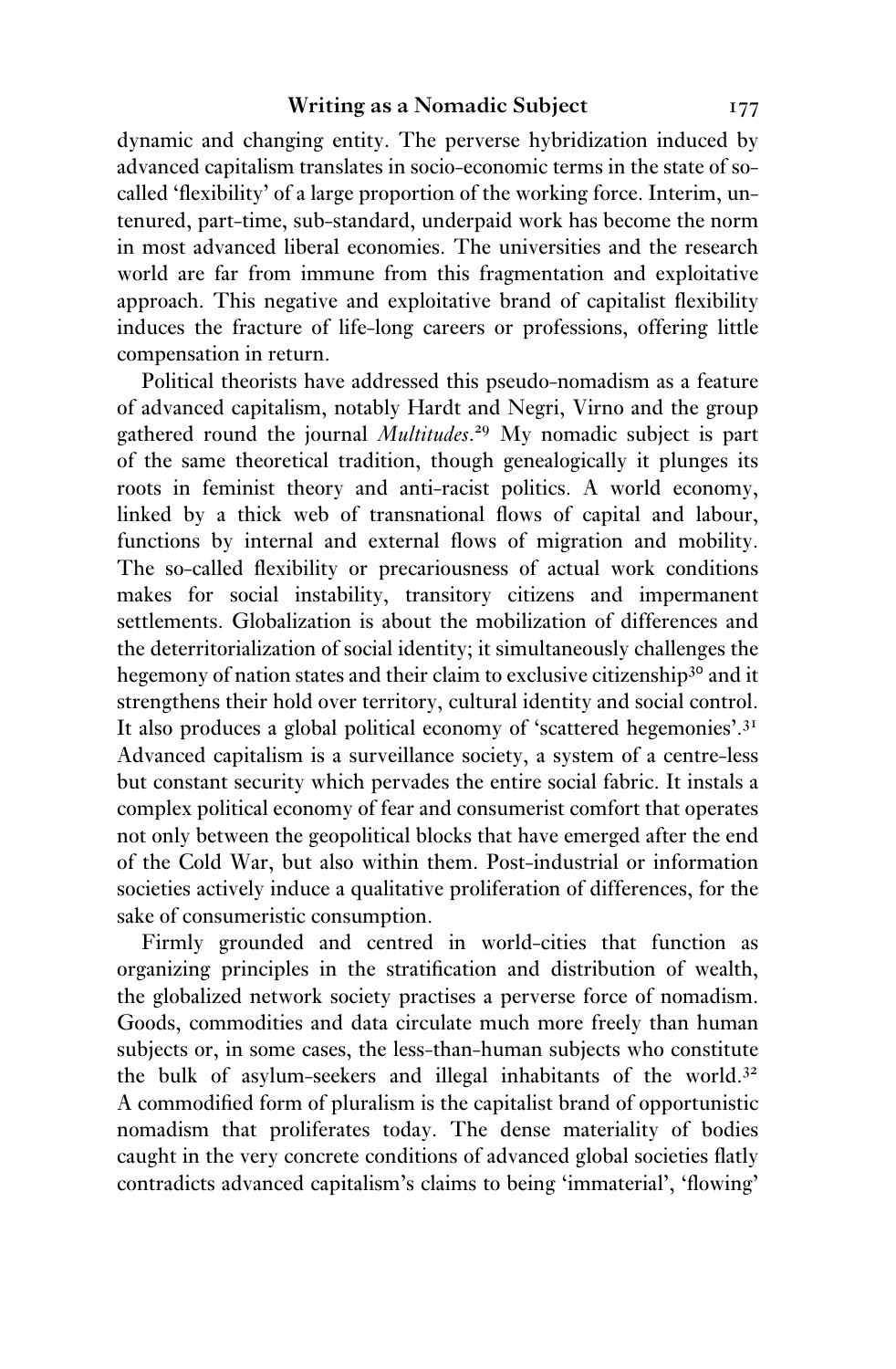dynamic and changing entity. The perverse hybridization induced by advanced capitalism translates in socio-economic terms in the state of so-called 'flexibility' of a large proportion of the working force. Interim, untenured, part-time, sub-standard, underpaid work has become the norm in most advanced liberal economies. The universities and the research world are far from immune from this fragmentation and exploitative approach. This negative and exploitative brand of capitalist flexibility induces the fracture of life-long careers or professions, offering little compensation in return.

Political theorists have addressed this pseudo-nomadism as a feature of advanced capitalism, notably Hardt and Negri, Virno and the group gathered round the journal *Multitudes*.[29] My nomadic subject is part of the same theoretical tradition, though genealogically it plunges its roots in feminist theory and anti-racist politics. A world economy, linked by a thick web of transnational flows of capital and labour, functions by internal and external flows of migration and mobility. The so-called flexibility or precariousness of actual work conditions makes for social instability, transitory citizens and impermanent settlements. Globalization is about the mobilization of differences and the deterritorialization of social identity; it simultaneously challenges the hegemony of nation states and their claim to exclusive citizenship[30] and it strengthens their hold over territory, cultural identity and social control. It also produces a global political economy of 'scattered hegemonies'.[31] Advanced capitalism is a surveillance society, a system of a centre-less but constant security which pervades the entire social fabric. It instals a complex political economy of fear and consumerist comfort that operates not only between the geopolitical blocks that have emerged after the end of the Cold War, but also within them. Post-industrial or information societies actively induce a qualitative proliferation of differences, for the sake of consumeristic consumption.

Firmly grounded and centred in world-cities that function as organizing principles in the stratification and distribution of wealth, the globalized network society practises a perverse force of nomadism. Goods, commodities and data circulate much more freely than human subjects or, in some cases, the less-than-human subjects who constitute the bulk of asylum-seekers and illegal inhabitants of the world.[32] A commodified form of pluralism is the capitalist brand of opportunistic nomadism that proliferates today. The dense materiality of bodies caught in the very concrete conditions of advanced global societies flatly contradicts advanced capitalism's claims to being 'immaterial', 'flowing'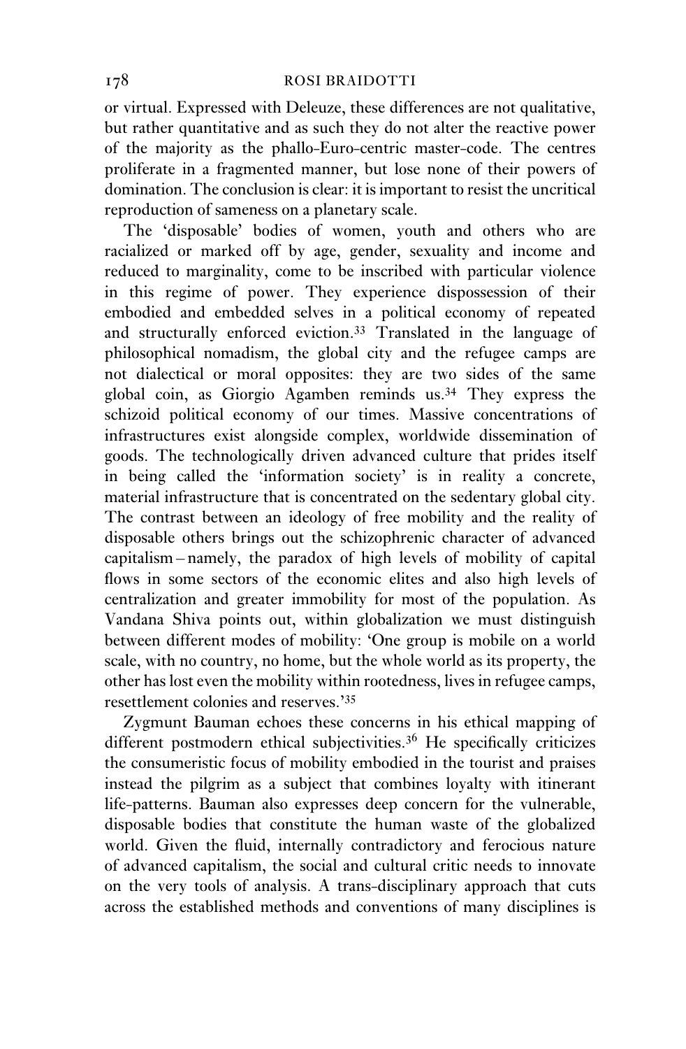or virtual. Expressed with Deleuze, these differences are not qualitative, but rather quantitative and as such they do not alter the reactive power of the majority as the phallo-Euro-centric master-code. The centres proliferate in a fragmented manner, but lose none of their powers of domination. The conclusion is clear: it is important to resist the uncritical reproduction of sameness on a planetary scale.

The 'disposable' bodies of women, youth and others who are racialized or marked off by age, gender, sexuality and income and reduced to marginality, come to be inscribed with particular violence in this regime of power. They experience dispossession of their embodied and embedded selves in a political economy of repeated and structurally enforced eviction.[33] Translated in the language of philosophical nomadism, the global city and the refugee camps are not dialectical or moral opposites: they are two sides of the same global coin, as Giorgio Agamben reminds us.[34] They express the schizoid political economy of our times. Massive concentrations of infrastructures exist alongside complex, worldwide dissemination of goods. The technologically driven advanced culture that prides itself in being called the 'information society' is in reality a concrete, material infrastructure that is concentrated on the sedentary global city. The contrast between an ideology of free mobility and the reality of disposable others brings out the schizophrenic character of advanced capitalism – namely, the paradox of high levels of mobility of capital flows in some sectors of the economic elites and also high levels of centralization and greater immobility for most of the population. As Vandana Shiva points out, within globalization we must distinguish between different modes of mobility: 'One group is mobile on a world scale, with no country, no home, but the whole world as its property, the other has lost even the mobility within rootedness, lives in refugee camps, resettlement colonies and reserves.'[35]

Zygmunt Bauman echoes these concerns in his ethical mapping of different postmodern ethical subjectivities.[36] He specifically criticizes the consumeristic focus of mobility embodied in the tourist and praises instead the pilgrim as a subject that combines loyalty with itinerant life-patterns. Bauman also expresses deep concern for the vulnerable, disposable bodies that constitute the human waste of the globalized world. Given the fluid, internally contradictory and ferocious nature of advanced capitalism, the social and cultural critic needs to innovate on the very tools of analysis. A trans-disciplinary approach that cuts across the established methods and conventions of many disciplines is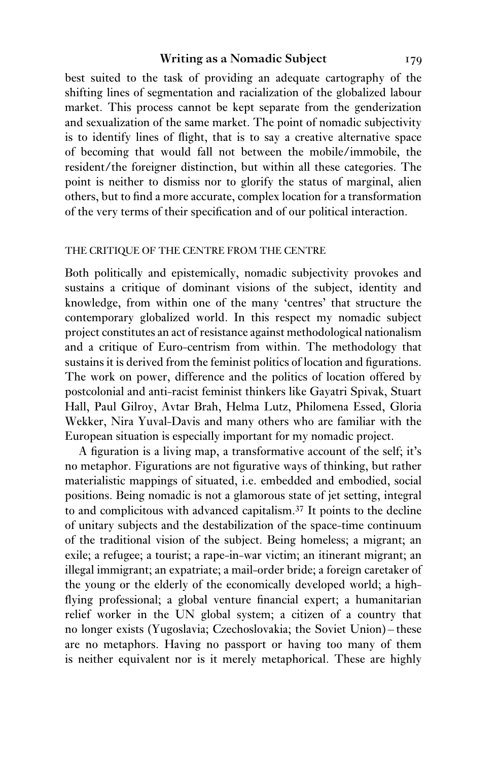best suited to the task of providing an adequate cartography of the shifting lines of segmentation and racialization of the globalized labour market. This process cannot be kept separate from the genderization and sexualization of the same market. The point of nomadic subjectivity is to identify lines of flight, that is to say a creative alternative space of becoming that would fall not between the mobile/immobile, the resident/the foreigner distinction, but within all these categories. The point is neither to dismiss nor to glorify the status of marginal, alien others, but to find a more accurate, complex location for a transformation of the very terms of their specification and of our political interaction.

## THE CRITIQUE OF THE CENTRE FROM THE CENTRE

Both politically and epistemically, nomadic subjectivity provokes and sustains a critique of dominant visions of the subject, identity and knowledge, from within one of the many 'centres' that structure the contemporary globalized world. In this respect my nomadic subject project constitutes an act of resistance against methodological nationalism and a critique of Euro-centrism from within. The methodology that sustains it is derived from the feminist politics of location and figurations. The work on power, difference and the politics of location offered by postcolonial and anti-racist feminist thinkers like Gayatri Spivak, Stuart Hall, Paul Gilroy, Avtar Brah, Helma Lutz, Philomena Essed, Gloria Wekker, Nira Yuval-Davis and many others who are familiar with the European situation is especially important for my nomadic project.

A figuration is a living map, a transformative account of the self; it's no metaphor. Figurations are not figurative ways of thinking, but rather materialistic mappings of situated, i.e. embedded and embodied, social positions. Being nomadic is not a glamorous state of jet setting, integral to and complicitous with advanced capitalism.[37] It points to the decline of unitary subjects and the destabilization of the space-time continuum of the traditional vision of the subject. Being homeless; a migrant; an exile; a refugee; a tourist; a rape-in-war victim; an itinerant migrant; an illegal immigrant; an expatriate; a mail-order bride; a foreign caretaker of the young or the elderly of the economically developed world; a high-flying professional; a global venture financial expert; a humanitarian relief worker in the UN global system; a citizen of a country that no longer exists (Yugoslavia; Czechoslovakia; the Soviet Union) – these are no metaphors. Having no passport or having too many of them is neither equivalent nor is it merely metaphorical. These are highly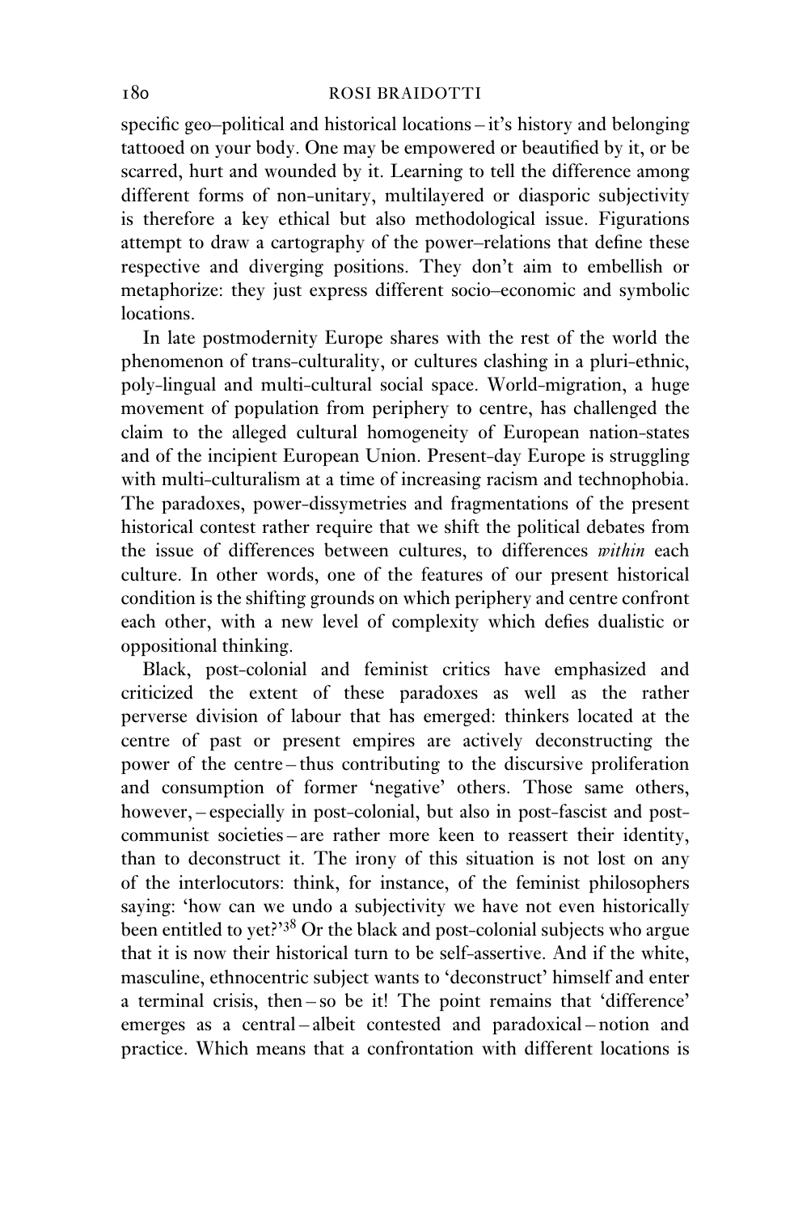specific geo–political and historical locations – it's history and belonging tattooed on your body. One may be empowered or beautified by it, or be scarred, hurt and wounded by it. Learning to tell the difference among different forms of non-unitary, multilayered or diasporic subjectivity is therefore a key ethical but also methodological issue. Figurations attempt to draw a cartography of the power–relations that define these respective and diverging positions. They don't aim to embellish or metaphorize: they just express different socio–economic and symbolic locations.

In late postmodernity Europe shares with the rest of the world the phenomenon of trans-culturality, or cultures clashing in a pluri-ethnic, poly-lingual and multi-cultural social space. World-migration, a huge movement of population from periphery to centre, has challenged the claim to the alleged cultural homogeneity of European nation-states and of the incipient European Union. Present-day Europe is struggling with multi-culturalism at a time of increasing racism and technophobia. The paradoxes, power-dissymetries and fragmentations of the present historical contest rather require that we shift the political debates from the issue of differences between cultures, to differences *within* each culture. In other words, one of the features of our present historical condition is the shifting grounds on which periphery and centre confront each other, with a new level of complexity which defies dualistic or oppositional thinking.

Black, post-colonial and feminist critics have emphasized and criticized the extent of these paradoxes as well as the rather perverse division of labour that has emerged: thinkers located at the centre of past or present empires are actively deconstructing the power of the centre – thus contributing to the discursive proliferation and consumption of former 'negative' others. Those same others, however, – especially in post-colonial, but also in post-fascist and post-communist societies – are rather more keen to reassert their identity, than to deconstruct it. The irony of this situation is not lost on any of the interlocutors: think, for instance, of the feminist philosophers saying: 'how can we undo a subjectivity we have not even historically been entitled to yet?'[38] Or the black and post-colonial subjects who argue that it is now their historical turn to be self-assertive. And if the white, masculine, ethnocentric subject wants to 'deconstruct' himself and enter a terminal crisis, then – so be it! The point remains that 'difference' emerges as a central – albeit contested and paradoxical – notion and practice. Which means that a confrontation with different locations is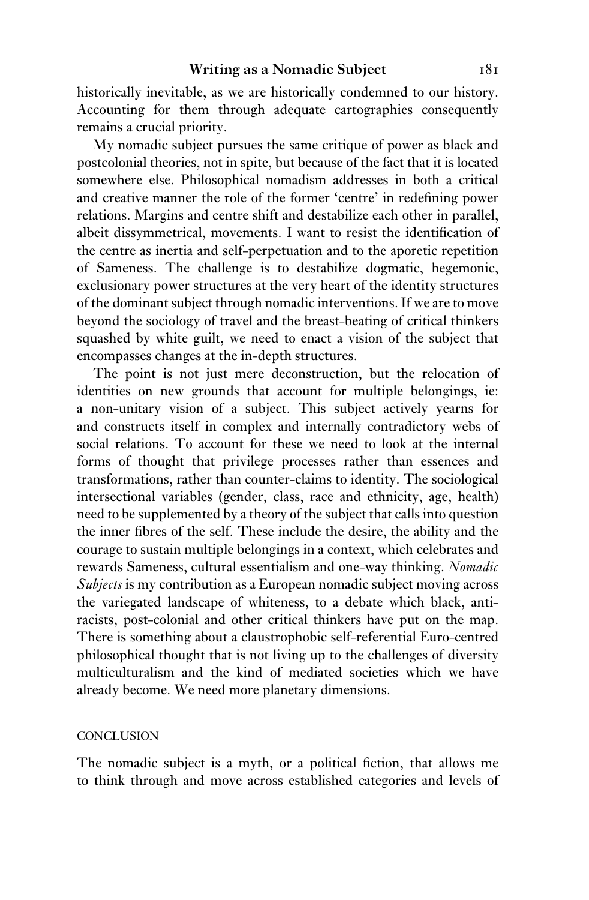historically inevitable, as we are historically condemned to our history. Accounting for them through adequate cartographies consequently remains a crucial priority.

My nomadic subject pursues the same critique of power as black and postcolonial theories, not in spite, but because of the fact that it is located somewhere else. Philosophical nomadism addresses in both a critical and creative manner the role of the former 'centre' in redefining power relations. Margins and centre shift and destabilize each other in parallel, albeit dissymmetrical, movements. I want to resist the identification of the centre as inertia and self-perpetuation and to the aporetic repetition of Sameness. The challenge is to destabilize dogmatic, hegemonic, exclusionary power structures at the very heart of the identity structures of the dominant subject through nomadic interventions. If we are to move beyond the sociology of travel and the breast-beating of critical thinkers squashed by white guilt, we need to enact a vision of the subject that encompasses changes at the in-depth structures.

The point is not just mere deconstruction, but the relocation of identities on new grounds that account for multiple belongings, ie: a non-unitary vision of a subject. This subject actively yearns for and constructs itself in complex and internally contradictory webs of social relations. To account for these we need to look at the internal forms of thought that privilege processes rather than essences and transformations, rather than counter-claims to identity. The sociological intersectional variables (gender, class, race and ethnicity, age, health) need to be supplemented by a theory of the subject that calls into question the inner fibres of the self. These include the desire, the ability and the courage to sustain multiple belongings in a context, which celebrates and rewards Sameness, cultural essentialism and one-way thinking. *Nomadic Subjects* is my contribution as a European nomadic subject moving across the variegated landscape of whiteness, to a debate which black, anti-racists, post-colonial and other critical thinkers have put on the map. There is something about a claustrophobic self-referential Euro-centred philosophical thought that is not living up to the challenges of diversity multiculturalism and the kind of mediated societies which we have already become. We need more planetary dimensions.

## CONCLUSION

The nomadic subject is a myth, or a political fiction, that allows me to think through and move across established categories and levels of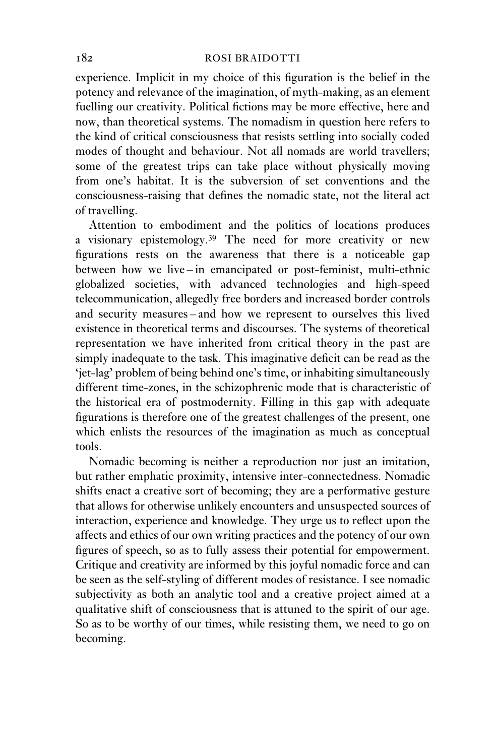experience. Implicit in my choice of this figuration is the belief in the potency and relevance of the imagination, of myth-making, as an element fuelling our creativity. Political fictions may be more effective, here and now, than theoretical systems. The nomadism in question here refers to the kind of critical consciousness that resists settling into socially coded modes of thought and behaviour. Not all nomads are world travellers; some of the greatest trips can take place without physically moving from one's habitat. It is the subversion of set conventions and the consciousness-raising that defines the nomadic state, not the literal act of travelling.

Attention to embodiment and the politics of locations produces a visionary epistemology.[39] The need for more creativity or new figurations rests on the awareness that there is a noticeable gap between how we live – in emancipated or post-feminist, multi-ethnic globalized societies, with advanced technologies and high-speed telecommunication, allegedly free borders and increased border controls and security measures – and how we represent to ourselves this lived existence in theoretical terms and discourses. The systems of theoretical representation we have inherited from critical theory in the past are simply inadequate to the task. This imaginative deficit can be read as the 'jet-lag' problem of being behind one's time, or inhabiting simultaneously different time-zones, in the schizophrenic mode that is characteristic of the historical era of postmodernity. Filling in this gap with adequate figurations is therefore one of the greatest challenges of the present, one which enlists the resources of the imagination as much as conceptual tools.

Nomadic becoming is neither a reproduction nor just an imitation, but rather emphatic proximity, intensive inter-connectedness. Nomadic shifts enact a creative sort of becoming; they are a performative gesture that allows for otherwise unlikely encounters and unsuspected sources of interaction, experience and knowledge. They urge us to reflect upon the affects and ethics of our own writing practices and the potency of our own figures of speech, so as to fully assess their potential for empowerment. Critique and creativity are informed by this joyful nomadic force and can be seen as the self-styling of different modes of resistance. I see nomadic subjectivity as both an analytic tool and a creative project aimed at a qualitative shift of consciousness that is attuned to the spirit of our age. So as to be worthy of our times, while resisting them, we need to go on becoming.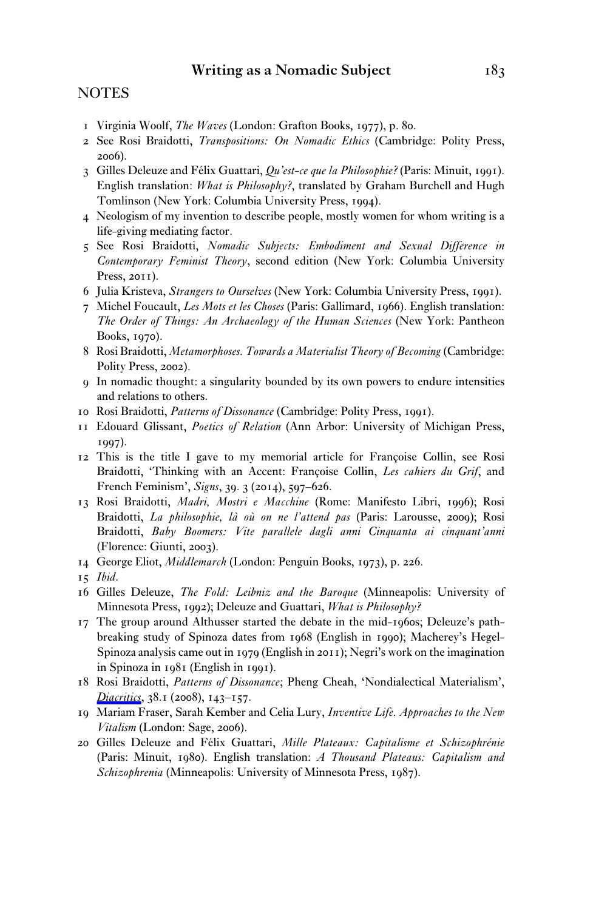## NOTES

1. Virginia Woolf, *The Waves* (London: Grafton Books, 1977), p. 80.
2. See Rosi Braidotti, *Transpositions: On Nomadic Ethics* (Cambridge: Polity Press, 2006).
3. Gilles Deleuze and Félix Guattari, *Qu'est-ce que la Philosophie?* (Paris: Minuit, 1991). English translation: *What is Philosophy?*, translated by Graham Burchell and Hugh Tomlinson (New York: Columbia University Press, 1994).
4. Neologism of my invention to describe people, mostly women for whom writing is a life-giving mediating factor.
5. See Rosi Braidotti, *Nomadic Subjects: Embodiment and Sexual Difference in Contemporary Feminist Theory*, second edition (New York: Columbia University Press, 2011).
6. Julia Kristeva, *Strangers to Ourselves* (New York: Columbia University Press, 1991).
7. Michel Foucault, *Les Mots et les Choses* (Paris: Gallimard, 1966). English translation: *The Order of Things: An Archaeology of the Human Sciences* (New York: Pantheon Books, 1970).
8. Rosi Braidotti, *Metamorphoses. Towards a Materialist Theory of Becoming* (Cambridge: Polity Press, 2002).
9. In nomadic thought: a singularity bounded by its own powers to endure intensities and relations to others.
10. Rosi Braidotti, *Patterns of Dissonance* (Cambridge: Polity Press, 1991).
11. Edouard Glissant, *Poetics of Relation* (Ann Arbor: University of Michigan Press, 1997).
12. This is the title I gave to my memorial article for Françoise Collin, see Rosi Braidotti, 'Thinking with an Accent: Françoise Collin, *Les cahiers du Grif*, and French Feminism', *Signs*, 39. 3 (2014), 597–626.
13. Rosi Braidotti, *Madri, Mostri e Macchine* (Rome: Manifesto Libri, 1996); Rosi Braidotti, *La philosophie, là où on ne l'attend pas* (Paris: Larousse, 2009); Rosi Braidotti, *Baby Boomers: Vite parallele dagli anni Cinquanta ai cinquant'anni* (Florence: Giunti, 2003).
14. George Eliot, *Middlemarch* (London: Penguin Books, 1973), p. 226.
15. *Ibid*.
16. Gilles Deleuze, *The Fold: Leibniz and the Baroque* (Minneapolis: University of Minnesota Press, 1992); Deleuze and Guattari, *What is Philosophy?*
17. The group around Althusser started the debate in the mid-1960s; Deleuze's path-breaking study of Spinoza dates from 1968 (English in 1990); Macherey's Hegel-Spinoza analysis came out in 1979 (English in 2011); Negri's work on the imagination in Spinoza in 1981 (English in 1991).
18. Rosi Braidotti, *Patterns of Dissonance*; Pheng Cheah, 'Nondialectical Materialism', *Diacritics*, 38.1 (2008), 143–157.
19. Mariam Fraser, Sarah Kember and Celia Lury, *Inventive Life. Approaches to the New Vitalism* (London: Sage, 2006).
20. Gilles Deleuze and Félix Guattari, *Mille Plateaux: Capitalisme et Schizophrénie* (Paris: Minuit, 1980). English translation: *A Thousand Plateaus: Capitalism and Schizophrenia* (Minneapolis: University of Minnesota Press, 1987).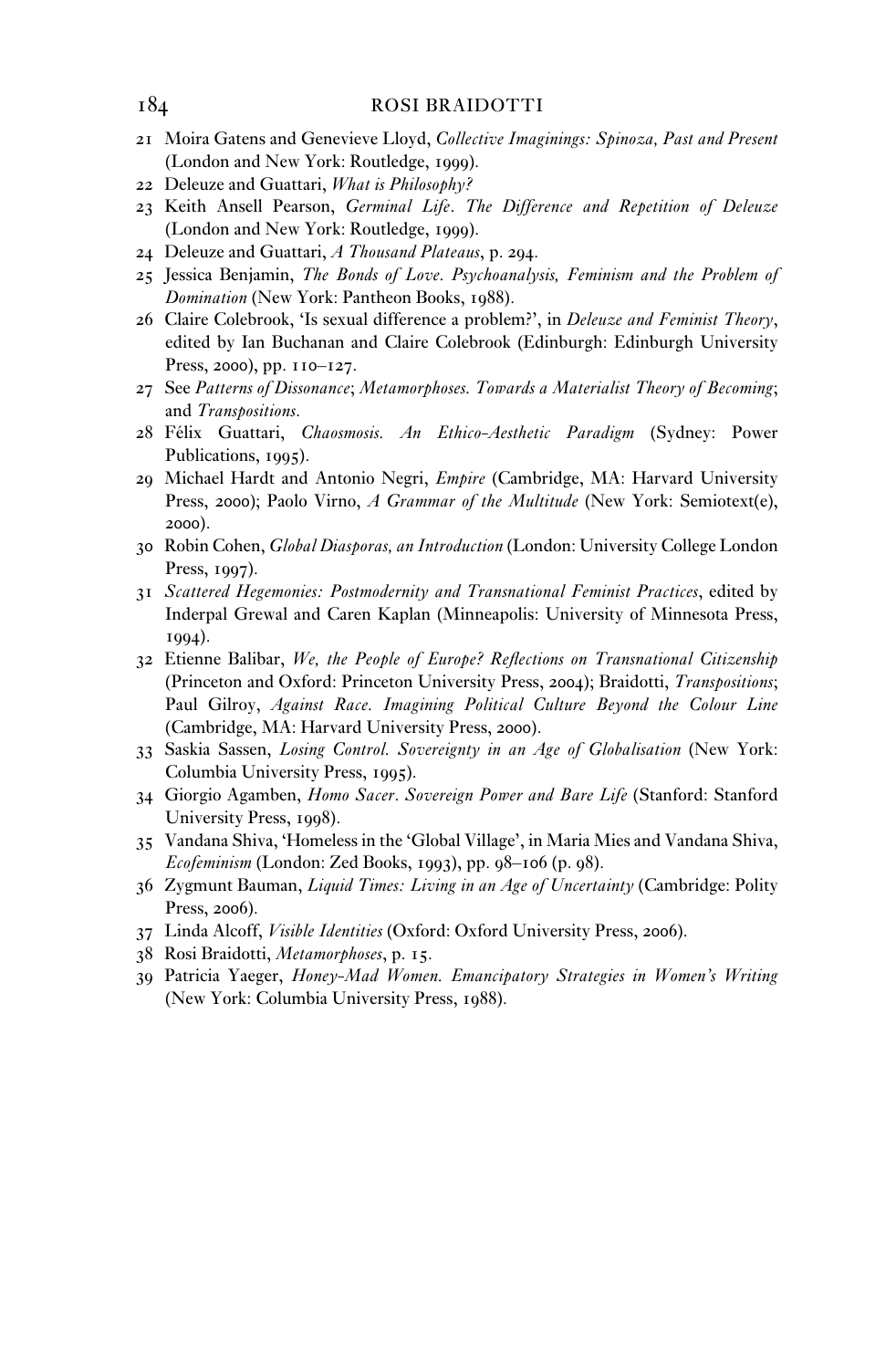21 Moira Gatens and Genevieve Lloyd, *Collective Imaginings: Spinoza, Past and Present* (London and New York: Routledge, 1999).

22 Deleuze and Guattari, *What is Philosophy?*

23 Keith Ansell Pearson, *Germinal Life. The Difference and Repetition of Deleuze* (London and New York: Routledge, 1999).

24 Deleuze and Guattari, *A Thousand Plateaus*, p. 294.

25 Jessica Benjamin, *The Bonds of Love. Psychoanalysis, Feminism and the Problem of Domination* (New York: Pantheon Books, 1988).

26 Claire Colebrook, 'Is sexual difference a problem?', in *Deleuze and Feminist Theory*, edited by Ian Buchanan and Claire Colebrook (Edinburgh: Edinburgh University Press, 2000), pp. 110–127.

27 See *Patterns of Dissonance*; *Metamorphoses. Towards a Materialist Theory of Becoming*; and *Transpositions*.

28 Félix Guattari, *Chaosmosis. An Ethico-Aesthetic Paradigm* (Sydney: Power Publications, 1995).

29 Michael Hardt and Antonio Negri, *Empire* (Cambridge, MA: Harvard University Press, 2000); Paolo Virno, *A Grammar of the Multitude* (New York: Semiotext(e), 2000).

30 Robin Cohen, *Global Diasporas, an Introduction* (London: University College London Press, 1997).

31 *Scattered Hegemonies: Postmodernity and Transnational Feminist Practices*, edited by Inderpal Grewal and Caren Kaplan (Minneapolis: University of Minnesota Press, 1994).

32 Etienne Balibar, *We, the People of Europe? Reflections on Transnational Citizenship* (Princeton and Oxford: Princeton University Press, 2004); Braidotti, *Transpositions*; Paul Gilroy, *Against Race. Imagining Political Culture Beyond the Colour Line* (Cambridge, MA: Harvard University Press, 2000).

33 Saskia Sassen, *Losing Control. Sovereignty in an Age of Globalisation* (New York: Columbia University Press, 1995).

34 Giorgio Agamben, *Homo Sacer. Sovereign Power and Bare Life* (Stanford: Stanford University Press, 1998).

35 Vandana Shiva, 'Homeless in the 'Global Village', in Maria Mies and Vandana Shiva, *Ecofeminism* (London: Zed Books, 1993), pp. 98–106 (p. 98).

36 Zygmunt Bauman, *Liquid Times: Living in an Age of Uncertainty* (Cambridge: Polity Press, 2006).

37 Linda Alcoff, *Visible Identities* (Oxford: Oxford University Press, 2006).

38 Rosi Braidotti, *Metamorphoses*, p. 15.

39 Patricia Yaeger, *Honey-Mad Women. Emancipatory Strategies in Women's Writing* (New York: Columbia University Press, 1988).